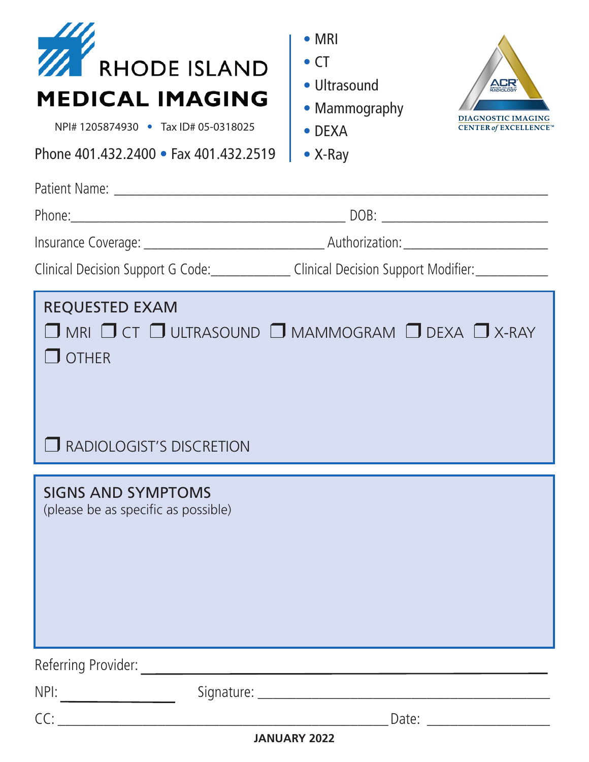# RHODE ISLAND MEDICAL IMAGING

NPI# 1205874930 • Tax ID# 05-0318025

Phone 401.432.2400 • Fax 401.432.2519

- MRI
- CT
- Ultrasound
- Mammography
- DEXA
- X-Ray

ACR
AMERICAN COLLEGE OF RADIOLOGY
DIAGNOSTIC IMAGING CENTER *of* EXCELLENCE™

Patient Name: ______________________________________________

Phone: ______________________________ DOB: ____________________

Insurance Coverage: ____________________ Authorization: __________________

Clinical Decision Support G Code: __________ Clinical Decision Support Modifier: __________

## REQUESTED EXAM

❐ MRI ❐ CT ❐ ULTRASOUND ❐ MAMMOGRAM ❐ DEXA ❐ X-RAY

❐ OTHER

❐ RADIOLOGIST'S DISCRETION

## SIGNS AND SYMPTOMS

(please be as specific as possible)

Referring Provider: ______________________________________________

NPI: ______________ Signature: ______________________________

CC: ______________________________________ Date: ______________

**JANUARY 2022**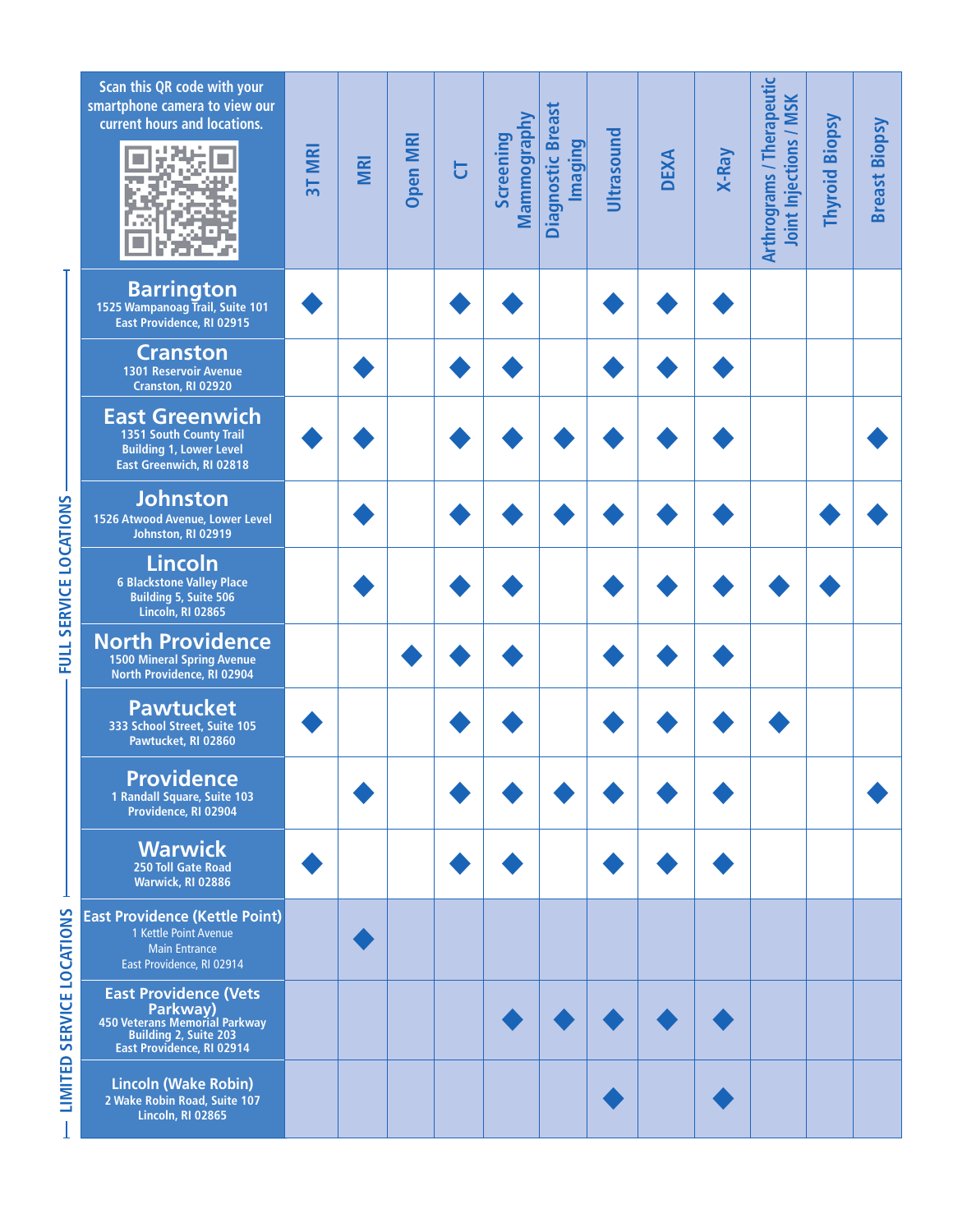| Scan this QR code with your smartphone camera to view our current hours and locations. | 3T MRI | MRI | Open MRI | CT | Screening Mammography | Diagnostic Breast Imaging | Ultrasound | DEXA | X-Ray | Arthrograms / Therapeutic Joint Injections / MSK | Thyroid Biopsy | Breast Biopsy |
|---|---|---|---|---|---|---|---|---|---|---|---|---|
| **FULL SERVICE LOCATIONS** | | | | | | | | | | | | |
| **Barrington** 1525 Wampanoag Trail, Suite 101 East Providence, RI 02915 | ◆ | | | ◆ | ◆ | | ◆ | ◆ | ◆ | | | |
| **Cranston** 1301 Reservoir Avenue Cranston, RI 02920 | | ◆ | | ◆ | ◆ | | ◆ | ◆ | ◆ | | | |
| **East Greenwich** 1351 South County Trail Building 1, Lower Level East Greenwich, RI 02818 | ◆ | ◆ | | ◆ | ◆ | ◆ | ◆ | ◆ | ◆ | | | ◆ |
| **Johnston** 1526 Atwood Avenue, Lower Level Johnston, RI 02919 | | ◆ | | ◆ | ◆ | ◆ | ◆ | ◆ | ◆ | | ◆ | ◆ |
| **Lincoln** 6 Blackstone Valley Place Building 5, Suite 506 Lincoln, RI 02865 | | ◆ | | ◆ | ◆ | | ◆ | ◆ | ◆ | ◆ | ◆ | |
| **North Providence** 1500 Mineral Spring Avenue North Providence, RI 02904 | | | ◆ | ◆ | ◆ | | ◆ | ◆ | ◆ | | | |
| **Pawtucket** 333 School Street, Suite 105 Pawtucket, RI 02860 | ◆ | | | ◆ | ◆ | | ◆ | ◆ | ◆ | ◆ | | |
| **Providence** 1 Randall Square, Suite 103 Providence, RI 02904 | | ◆ | | ◆ | ◆ | ◆ | ◆ | ◆ | ◆ | | | ◆ |
| **Warwick** 250 Toll Gate Road Warwick, RI 02886 | ◆ | | | ◆ | ◆ | | ◆ | ◆ | ◆ | | | |
| **LIMITED SERVICE LOCATIONS** | | | | | | | | | | | | |
| **East Providence (Kettle Point)** 1 Kettle Point Avenue Main Entrance East Providence, RI 02914 | | ◆ | | | | | | | | | | |
| **East Providence (Vets Parkway)** 450 Veterans Memorial Parkway Building 2, Suite 203 East Providence, RI 02914 | | | | | ◆ | ◆ | ◆ | ◆ | ◆ | | | |
| **Lincoln (Wake Robin)** 2 Wake Robin Road, Suite 107 Lincoln, RI 02865 | | | | | | | ◆ | | ◆ | | | |